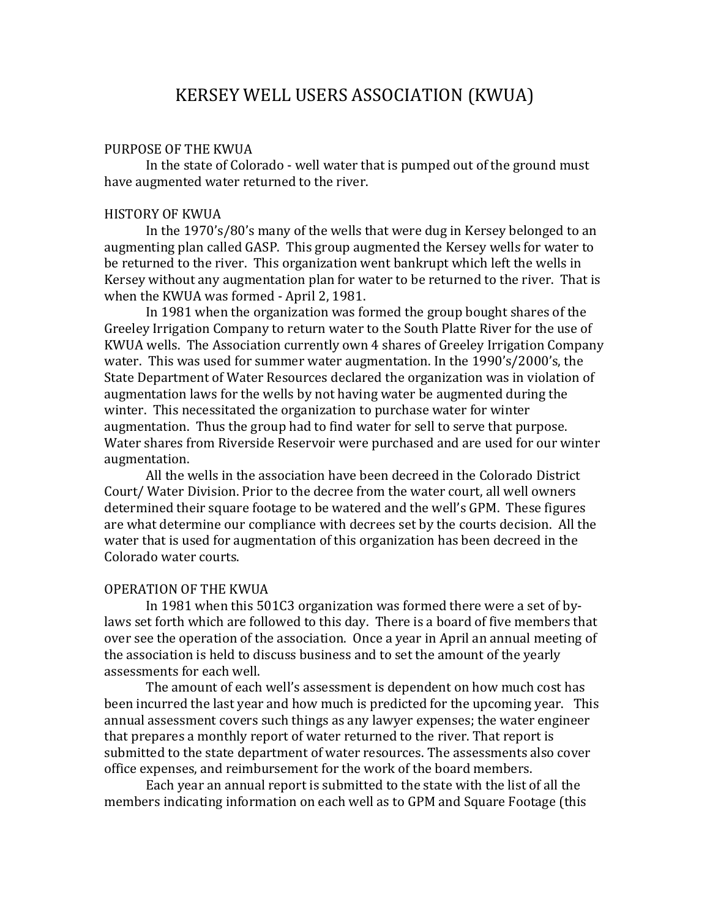# KERSEY WELL USERS ASSOCIATION (KWUA)

## PURPOSE OF THE KWUA

In the state of Colorado - well water that is pumped out of the ground must have augmented water returned to the river.

## HISTORY OF KWUA

In the 1970's/80's many of the wells that were dug in Kersey belonged to an augmenting plan called GASP. This group augmented the Kersey wells for water to be returned to the river. This organization went bankrupt which left the wells in Kersey without any augmentation plan for water to be returned to the river. That is when the KWUA was formed - April 2, 1981.

In 1981 when the organization was formed the group bought shares of the Greeley Irrigation Company to return water to the South Platte River for the use of KWUA wells. The Association currently own 4 shares of Greeley Irrigation Company water. This was used for summer water augmentation. In the 1990's/2000's, the State Department of Water Resources declared the organization was in violation of augmentation laws for the wells by not having water be augmented during the winter. This necessitated the organization to purchase water for winter augmentation. Thus the group had to find water for sell to serve that purpose. Water shares from Riverside Reservoir were purchased and are used for our winter augmentation.

All the wells in the association have been decreed in the Colorado District Court/ Water Division. Prior to the decree from the water court, all well owners determined their square footage to be watered and the well's GPM. These figures are what determine our compliance with decrees set by the courts decision. All the water that is used for augmentation of this organization has been decreed in the Colorado water courts.

## OPERATION OF THE KWUA

In 1981 when this 501C3 organization was formed there were a set of by-laws set forth which are followed to this day. There is a board of five members that over see the operation of the association. Once a year in April an annual meeting of the association is held to discuss business and to set the amount of the yearly assessments for each well.

The amount of each well's assessment is dependent on how much cost has been incurred the last year and how much is predicted for the upcoming year. This annual assessment covers such things as any lawyer expenses; the water engineer that prepares a monthly report of water returned to the river. That report is submitted to the state department of water resources. The assessments also cover office expenses, and reimbursement for the work of the board members.

Each year an annual report is submitted to the state with the list of all the members indicating information on each well as to GPM and Square Footage (this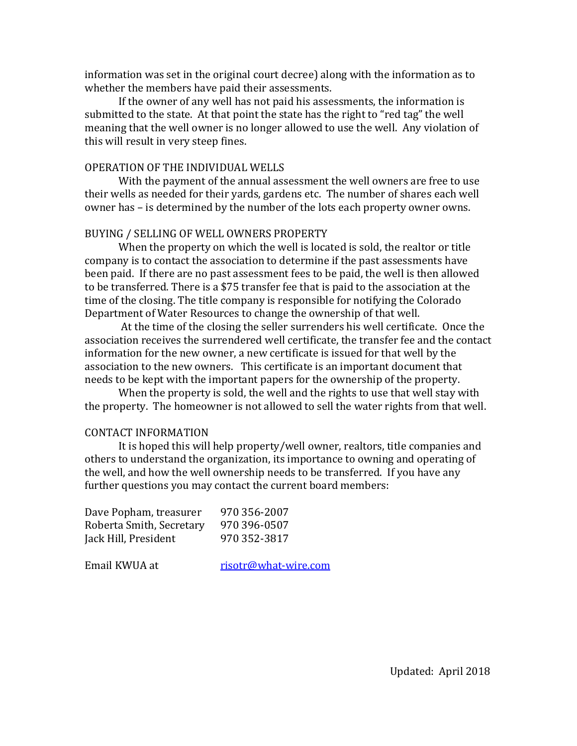information was set in the original court decree) along with the information as to whether the members have paid their assessments.

If the owner of any well has not paid his assessments, the information is submitted to the state. At that point the state has the right to "red tag" the well meaning that the well owner is no longer allowed to use the well. Any violation of this will result in very steep fines.

## OPERATION OF THE INDIVIDUAL WELLS

With the payment of the annual assessment the well owners are free to use their wells as needed for their yards, gardens etc. The number of shares each well owner has – is determined by the number of the lots each property owner owns.

## BUYING / SELLING OF WELL OWNERS PROPERTY

When the property on which the well is located is sold, the realtor or title company is to contact the association to determine if the past assessments have been paid. If there are no past assessment fees to be paid, the well is then allowed to be transferred. There is a $75 transfer fee that is paid to the association at the time of the closing. The title company is responsible for notifying the Colorado Department of Water Resources to change the ownership of that well.

At the time of the closing the seller surrenders his well certificate. Once the association receives the surrendered well certificate, the transfer fee and the contact information for the new owner, a new certificate is issued for that well by the association to the new owners. This certificate is an important document that needs to be kept with the important papers for the ownership of the property.

When the property is sold, the well and the rights to use that well stay with the property. The homeowner is not allowed to sell the water rights from that well.

## CONTACT INFORMATION

It is hoped this will help property/well owner, realtors, title companies and others to understand the organization, its importance to owning and operating of the well, and how the well ownership needs to be transferred. If you have any further questions you may contact the current board members:

| | |
|---|---|
| Dave Popham, treasurer | 970 356-2007 |
| Roberta Smith, Secretary | 970 396-0507 |
| Jack Hill, President | 970 352-3817 |

Email KWUA at risotr@what-wire.com

Updated: April 2018